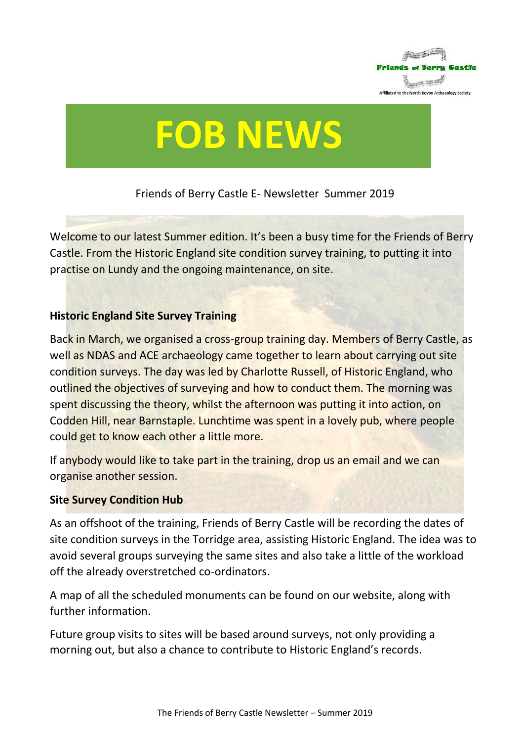Friends of Berry Castle

Affiliated to the North Devon Archaeology Society

# FOB NEWS

Friends of Berry Castle E- Newsletter Summer 2019

Welcome to our latest Summer edition. It's been a busy time for the Friends of Berry Castle. From the Historic England site condition survey training, to putting it into practise on Lundy and the ongoing maintenance, on site.

## Historic England Site Survey Training

Back in March, we organised a cross-group training day. Members of Berry Castle, as well as NDAS and ACE archaeology came together to learn about carrying out site condition surveys. The day was led by Charlotte Russell, of Historic England, who outlined the objectives of surveying and how to conduct them. The morning was spent discussing the theory, whilst the afternoon was putting it into action, on Codden Hill, near Barnstaple. Lunchtime was spent in a lovely pub, where people could get to know each other a little more.

If anybody would like to take part in the training, drop us an email and we can organise another session.

## Site Survey Condition Hub

As an offshoot of the training, Friends of Berry Castle will be recording the dates of site condition surveys in the Torridge area, assisting Historic England. The idea was to avoid several groups surveying the same sites and also take a little of the workload off the already overstretched co-ordinators.

A map of all the scheduled monuments can be found on our website, along with further information.

Future group visits to sites will be based around surveys, not only providing a morning out, but also a chance to contribute to Historic England's records.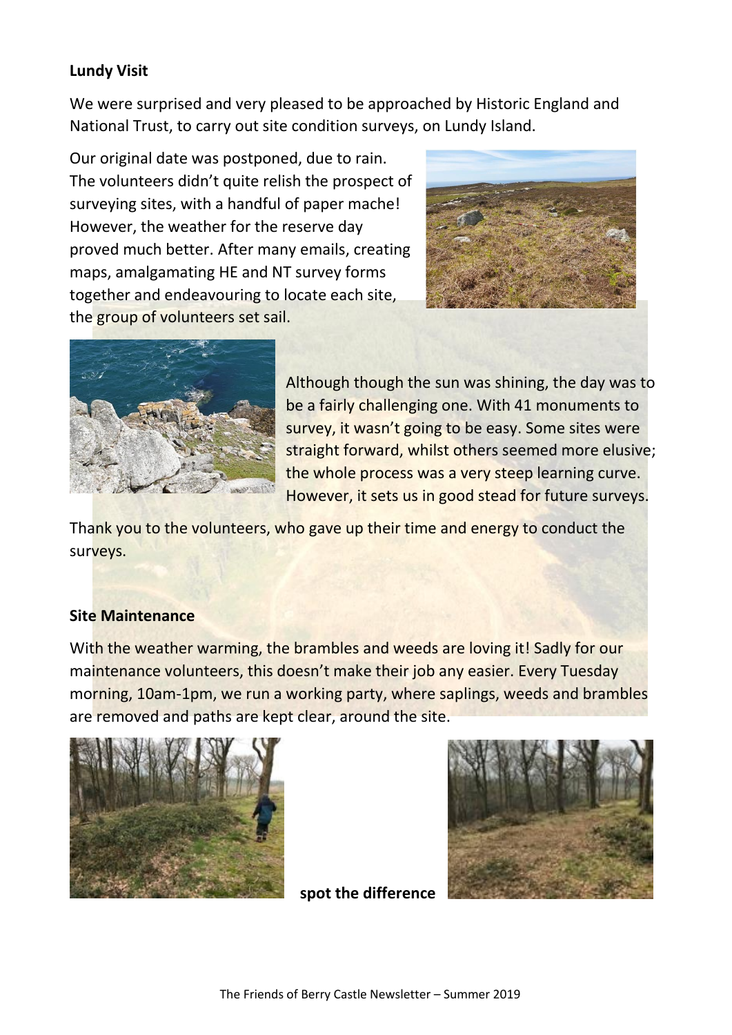**Lundy Visit**

We were surprised and very pleased to be approached by Historic England and National Trust, to carry out site condition surveys, on Lundy Island.

Our original date was postponed, due to rain. The volunteers didn't quite relish the prospect of surveying sites, with a handful of paper mache! However, the weather for the reserve day proved much better. After many emails, creating maps, amalgamating HE and NT survey forms together and endeavouring to locate each site, the group of volunteers set sail.

Although though the sun was shining, the day was to be a fairly challenging one. With 41 monuments to survey, it wasn't going to be easy. Some sites were straight forward, whilst others seemed more elusive; the whole process was a very steep learning curve. However, it sets us in good stead for future surveys.

Thank you to the volunteers, who gave up their time and energy to conduct the surveys.

**Site Maintenance**

With the weather warming, the brambles and weeds are loving it! Sadly for our maintenance volunteers, this doesn't make their job any easier. Every Tuesday morning, 10am-1pm, we run a working party, where saplings, weeds and brambles are removed and paths are kept clear, around the site.

**spot the difference**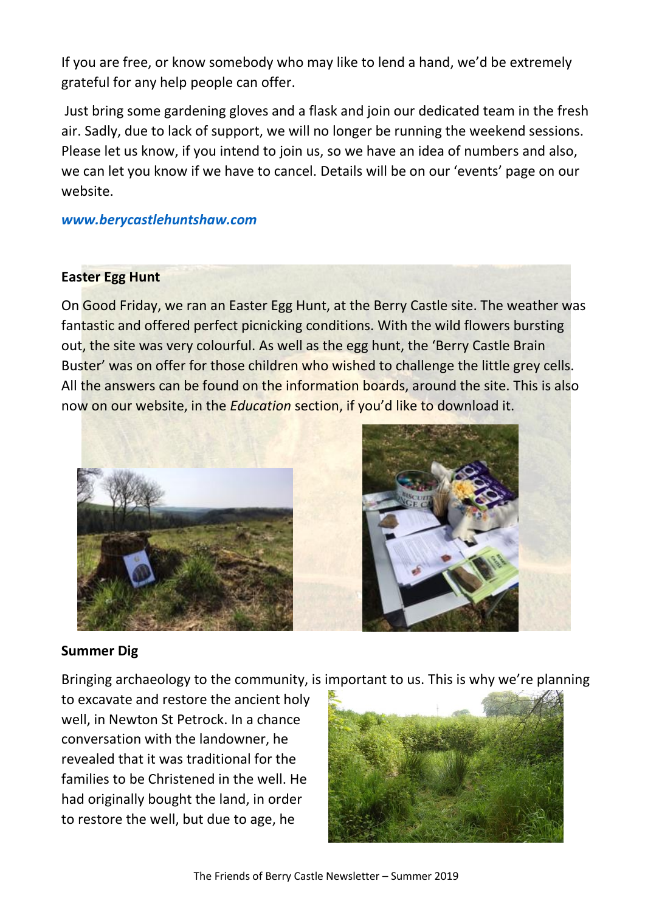If you are free, or know somebody who may like to lend a hand, we'd be extremely grateful for any help people can offer.

Just bring some gardening gloves and a flask and join our dedicated team in the fresh air. Sadly, due to lack of support, we will no longer be running the weekend sessions. Please let us know, if you intend to join us, so we have an idea of numbers and also, we can let you know if we have to cancel. Details will be on our 'events' page on our website.

***www.berycastlehuntshaw.com***

**Easter Egg Hunt**

On Good Friday, we ran an Easter Egg Hunt, at the Berry Castle site. The weather was fantastic and offered perfect picnicking conditions. With the wild flowers bursting out, the site was very colourful. As well as the egg hunt, the 'Berry Castle Brain Buster' was on offer for those children who wished to challenge the little grey cells. All the answers can be found on the information boards, around the site. This is also now on our website, in the *Education* section, if you'd like to download it.

**Summer Dig**

Bringing archaeology to the community, is important to us. This is why we're planning to excavate and restore the ancient holy well, in Newton St Petrock. In a chance conversation with the landowner, he revealed that it was traditional for the families to be Christened in the well. He had originally bought the land, in order to restore the well, but due to age, he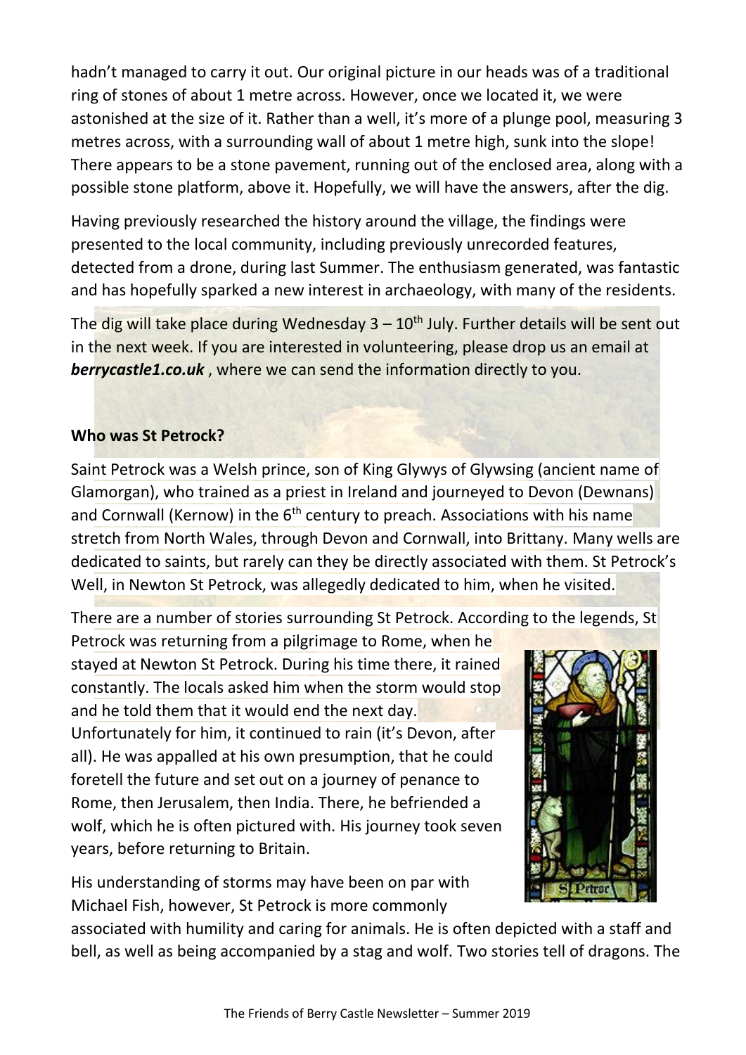hadn't managed to carry it out. Our original picture in our heads was of a traditional ring of stones of about 1 metre across. However, once we located it, we were astonished at the size of it. Rather than a well, it's more of a plunge pool, measuring 3 metres across, with a surrounding wall of about 1 metre high, sunk into the slope! There appears to be a stone pavement, running out of the enclosed area, along with a possible stone platform, above it. Hopefully, we will have the answers, after the dig.

Having previously researched the history around the village, the findings were presented to the local community, including previously unrecorded features, detected from a drone, during last Summer. The enthusiasm generated, was fantastic and has hopefully sparked a new interest in archaeology, with many of the residents.

The dig will take place during Wednesday 3 – 10th July. Further details will be sent out in the next week. If you are interested in volunteering, please drop us an email at ***berrycastle1.co.uk*** , where we can send the information directly to you.

**Who was St Petrock?**

Saint Petrock was a Welsh prince, son of King Glywys of Glywsing (ancient name of Glamorgan), who trained as a priest in Ireland and journeyed to Devon (Dewnans) and Cornwall (Kernow) in the 6th century to preach. Associations with his name stretch from North Wales, through Devon and Cornwall, into Brittany. Many wells are dedicated to saints, but rarely can they be directly associated with them. St Petrock's Well, in Newton St Petrock, was allegedly dedicated to him, when he visited.

There are a number of stories surrounding St Petrock. According to the legends, St Petrock was returning from a pilgrimage to Rome, when he stayed at Newton St Petrock. During his time there, it rained constantly. The locals asked him when the storm would stop and he told them that it would end the next day. Unfortunately for him, it continued to rain (it's Devon, after all). He was appalled at his own presumption, that he could foretell the future and set out on a journey of penance to Rome, then Jerusalem, then India. There, he befriended a wolf, which he is often pictured with. His journey took seven years, before returning to Britain.

His understanding of storms may have been on par with Michael Fish, however, St Petrock is more commonly associated with humility and caring for animals. He is often depicted with a staff and bell, as well as being accompanied by a stag and wolf. Two stories tell of dragons. The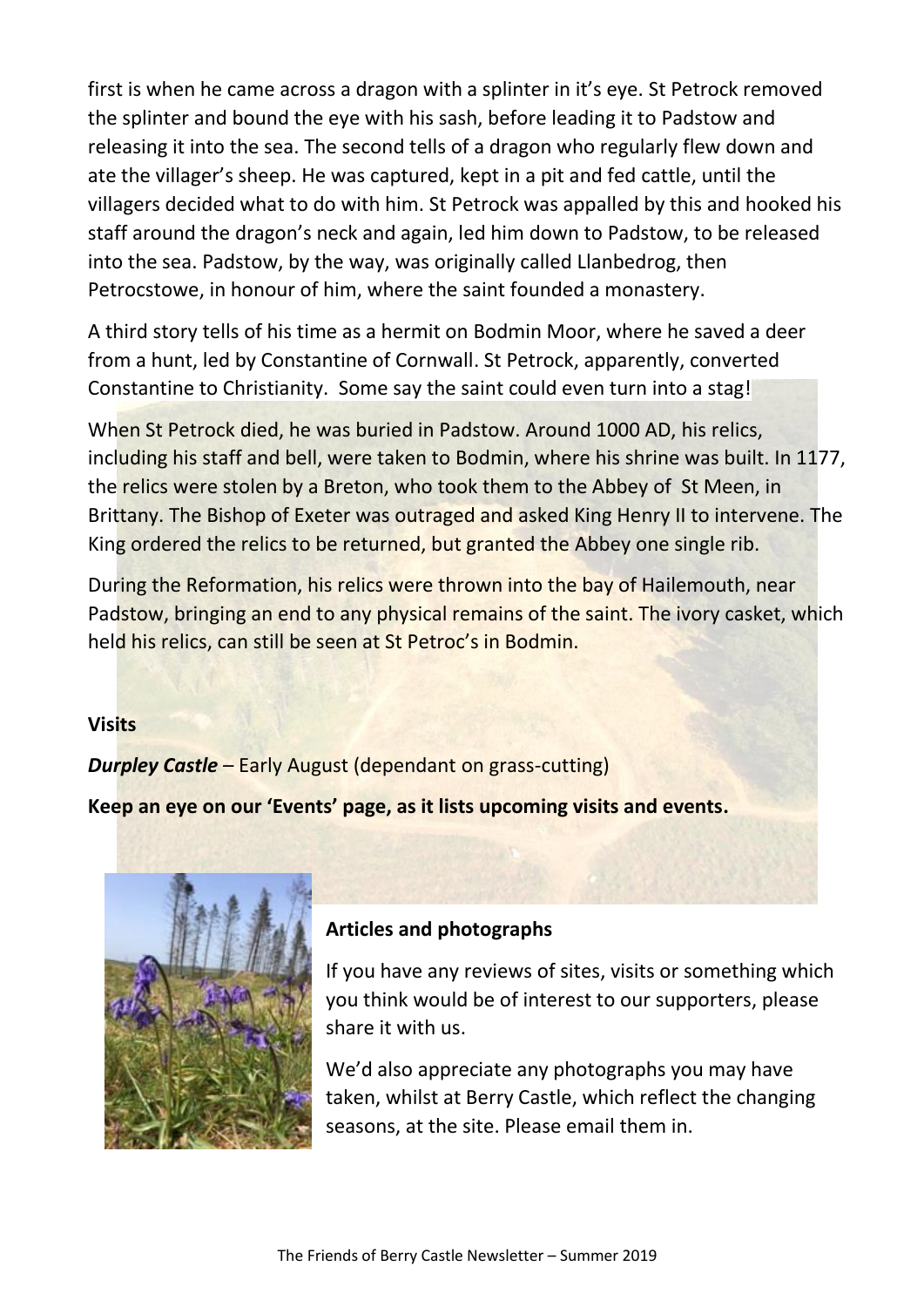first is when he came across a dragon with a splinter in it's eye. St Petrock removed the splinter and bound the eye with his sash, before leading it to Padstow and releasing it into the sea. The second tells of a dragon who regularly flew down and ate the villager's sheep. He was captured, kept in a pit and fed cattle, until the villagers decided what to do with him. St Petrock was appalled by this and hooked his staff around the dragon's neck and again, led him down to Padstow, to be released into the sea. Padstow, by the way, was originally called Llanbedrog, then Petrocstowe, in honour of him, where the saint founded a monastery.

A third story tells of his time as a hermit on Bodmin Moor, where he saved a deer from a hunt, led by Constantine of Cornwall. St Petrock, apparently, converted Constantine to Christianity. Some say the saint could even turn into a stag!

When St Petrock died, he was buried in Padstow. Around 1000 AD, his relics, including his staff and bell, were taken to Bodmin, where his shrine was built. In 1177, the relics were stolen by a Breton, who took them to the Abbey of St Meen, in Brittany. The Bishop of Exeter was outraged and asked King Henry II to intervene. The King ordered the relics to be returned, but granted the Abbey one single rib.

During the Reformation, his relics were thrown into the bay of Hailemouth, near Padstow, bringing an end to any physical remains of the saint. The ivory casket, which held his relics, can still be seen at St Petroc's in Bodmin.

**Visits**

***Durpley Castle*** – Early August (dependant on grass-cutting)

**Keep an eye on our 'Events' page, as it lists upcoming visits and events.**

**Articles and photographs**

If you have any reviews of sites, visits or something which you think would be of interest to our supporters, please share it with us.

We'd also appreciate any photographs you may have taken, whilst at Berry Castle, which reflect the changing seasons, at the site. Please email them in.